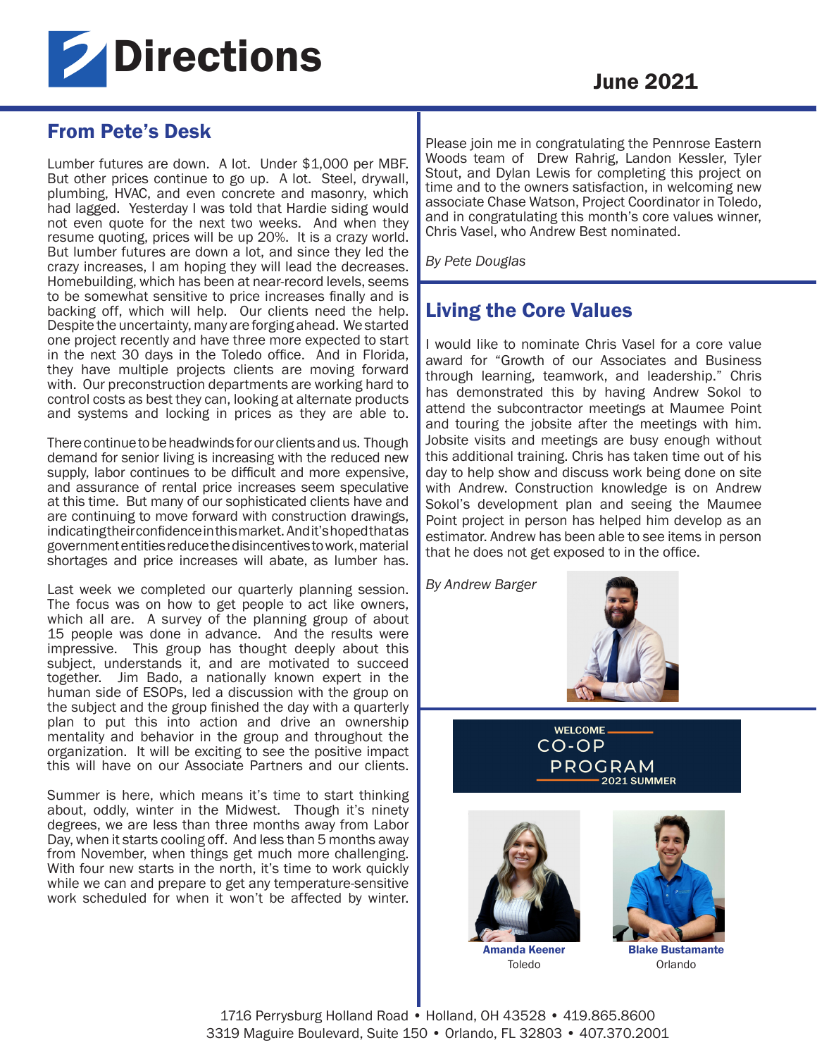# Directions

June 2021

## From Pete's Desk

Lumber futures are down. A lot. Under $1,000 per MBF. But other prices continue to go up. A lot. Steel, drywall, plumbing, HVAC, and even concrete and masonry, which had lagged. Yesterday I was told that Hardie siding would not even quote for the next two weeks. And when they resume quoting, prices will be up 20%. It is a crazy world. But lumber futures are down a lot, and since they led the crazy increases, I am hoping they will lead the decreases. Homebuilding, which has been at near-record levels, seems to be somewhat sensitive to price increases finally and is backing off, which will help. Our clients need the help. Despite the uncertainty, many are forging ahead. We started one project recently and have three more expected to start in the next 30 days in the Toledo office. And in Florida, they have multiple projects clients are moving forward with. Our preconstruction departments are working hard to control costs as best they can, looking at alternate products and systems and locking in prices as they are able to.

There continue to be headwinds for our clients and us. Though demand for senior living is increasing with the reduced new supply, labor continues to be difficult and more expensive, and assurance of rental price increases seem speculative at this time. But many of our sophisticated clients have and are continuing to move forward with construction drawings, indicating their confidence in this market. And it's hoped that as government entities reduce the disincentives to work, material shortages and price increases will abate, as lumber has.

Last week we completed our quarterly planning session. The focus was on how to get people to act like owners, which all are. A survey of the planning group of about 15 people was done in advance. And the results were impressive. This group has thought deeply about this subject, understands it, and are motivated to succeed together. Jim Bado, a nationally known expert in the human side of ESOPs, led a discussion with the group on the subject and the group finished the day with a quarterly plan to put this into action and drive an ownership mentality and behavior in the group and throughout the organization. It will be exciting to see the positive impact this will have on our Associate Partners and our clients.

Summer is here, which means it's time to start thinking about, oddly, winter in the Midwest. Though it's ninety degrees, we are less than three months away from Labor Day, when it starts cooling off. And less than 5 months away from November, when things get much more challenging. With four new starts in the north, it's time to work quickly while we can and prepare to get any temperature-sensitive work scheduled for when it won't be affected by winter.

Please join me in congratulating the Pennrose Eastern Woods team of Drew Rahrig, Landon Kessler, Tyler Stout, and Dylan Lewis for completing this project on time and to the owners satisfaction, in welcoming new associate Chase Watson, Project Coordinator in Toledo, and in congratulating this month's core values winner, Chris Vasel, who Andrew Best nominated.

*By Pete Douglas*

## Living the Core Values

I would like to nominate Chris Vasel for a core value award for "Growth of our Associates and Business through learning, teamwork, and leadership." Chris has demonstrated this by having Andrew Sokol to attend the subcontractor meetings at Maumee Point and touring the jobsite after the meetings with him. Jobsite visits and meetings are busy enough without this additional training. Chris has taken time out of his day to help show and discuss work being done on site with Andrew. Construction knowledge is on Andrew Sokol's development plan and seeing the Maumee Point project in person has helped him develop as an estimator. Andrew has been able to see items in person that he does not get exposed to in the office.

*By Andrew Barger*

WELCOME CO-OP PROGRAM 2021 SUMMER

**Amanda Keener**
Toledo

**Blake Bustamante**
Orlando

1716 Perrysburg Holland Road • Holland, OH 43528 • 419.865.8600
3319 Maguire Boulevard, Suite 150 • Orlando, FL 32803 • 407.370.2001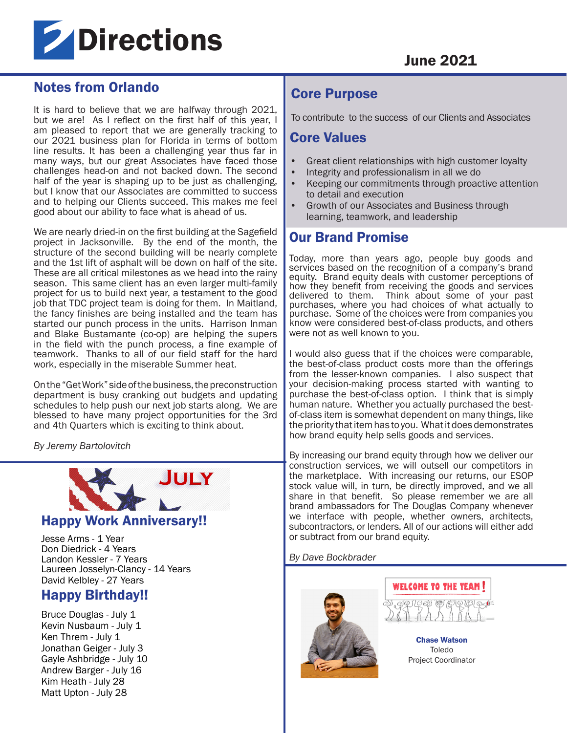# Directions

June 2021

## Notes from Orlando

It is hard to believe that we are halfway through 2021, but we are! As I reflect on the first half of this year, I am pleased to report that we are generally tracking to our 2021 business plan for Florida in terms of bottom line results. It has been a challenging year thus far in many ways, but our great Associates have faced those challenges head-on and not backed down. The second half of the year is shaping up to be just as challenging, but I know that our Associates are committed to success and to helping our Clients succeed. This makes me feel good about our ability to face what is ahead of us.

We are nearly dried-in on the first building at the Sagefield project in Jacksonville. By the end of the month, the structure of the second building will be nearly complete and the 1st lift of asphalt will be down on half of the site. These are all critical milestones as we head into the rainy season. This same client has an even larger multi-family project for us to build next year, a testament to the good job that TDC project team is doing for them. In Maitland, the fancy finishes are being installed and the team has started our punch process in the units. Harrison Inman and Blake Bustamante (co-op) are helping the supers in the field with the punch process, a fine example of teamwork. Thanks to all of our field staff for the hard work, especially in the miserable Summer heat.

On the "Get Work" side of the business, the preconstruction department is busy cranking out budgets and updating schedules to help push our next job starts along. We are blessed to have many project opportunities for the 3rd and 4th Quarters which is exciting to think about.

*By Jeremy Bartolovitch*

July

## Happy Work Anniversary!!

Jesse Arms - 1 Year
Don Diedrick - 4 Years
Landon Kessler - 7 Years
Laureen Josselyn-Clancy - 14 Years
David Kelbley - 27 Years

## Happy Birthday!!

Bruce Douglas - July 1
Kevin Nusbaum - July 1
Ken Threm - July 1
Jonathan Geiger - July 3
Gayle Ashbridge - July 10
Andrew Barger - July 16
Kim Heath - July 28
Matt Upton - July 28

## Core Purpose

To contribute to the success of our Clients and Associates

## Core Values

- Great client relationships with high customer loyalty
- Integrity and professionalism in all we do
- Keeping our commitments through proactive attention to detail and execution
- Growth of our Associates and Business through learning, teamwork, and leadership

## Our Brand Promise

Today, more than years ago, people buy goods and services based on the recognition of a company's brand equity. Brand equity deals with customer perceptions of how they benefit from receiving the goods and services delivered to them. Think about some of your past purchases, where you had choices of what actually to purchase. Some of the choices were from companies you know were considered best-of-class products, and others were not as well known to you.

I would also guess that if the choices were comparable, the best-of-class product costs more than the offerings from the lesser-known companies. I also suspect that your decision-making process started with wanting to purchase the best-of-class option. I think that is simply human nature. Whether you actually purchased the best-of-class item is somewhat dependent on many things, like the priority that item has to you. What it does demonstrates how brand equity help sells goods and services.

By increasing our brand equity through how we deliver our construction services, we will outsell our competitors in the marketplace. With increasing our returns, our ESOP stock value will, in turn, be directly improved, and we all share in that benefit. So please remember we are all brand ambassadors for The Douglas Company whenever we interface with people, whether owners, architects, subcontractors, or lenders. All of our actions will either add or subtract from our brand equity.

*By Dave Bockbrader*

WELCOME TO THE TEAM!

**Chase Watson**
Toledo
Project Coordinator